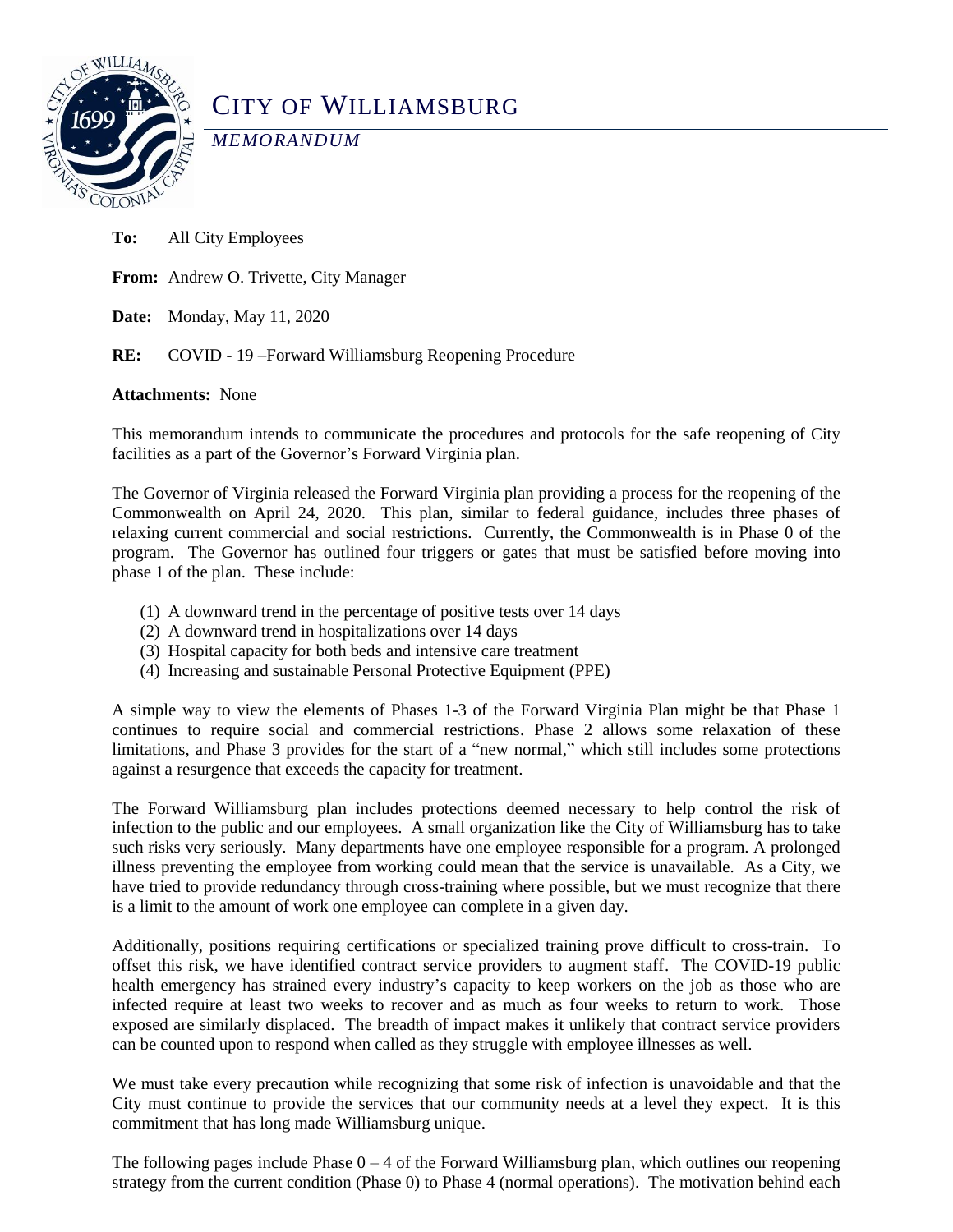# CITY OF WILLIAMSBURG

*MEMORANDUM*

**To:** All City Employees

**From:** Andrew O. Trivette, City Manager

**Date:** Monday, May 11, 2020

**RE:** COVID - 19 –Forward Williamsburg Reopening Procedure

**Attachments:** None

This memorandum intends to communicate the procedures and protocols for the safe reopening of City facilities as a part of the Governor's Forward Virginia plan.

The Governor of Virginia released the Forward Virginia plan providing a process for the reopening of the Commonwealth on April 24, 2020. This plan, similar to federal guidance, includes three phases of relaxing current commercial and social restrictions. Currently, the Commonwealth is in Phase 0 of the program. The Governor has outlined four triggers or gates that must be satisfied before moving into phase 1 of the plan. These include:

(1) A downward trend in the percentage of positive tests over 14 days
(2) A downward trend in hospitalizations over 14 days
(3) Hospital capacity for both beds and intensive care treatment
(4) Increasing and sustainable Personal Protective Equipment (PPE)

A simple way to view the elements of Phases 1-3 of the Forward Virginia Plan might be that Phase 1 continues to require social and commercial restrictions. Phase 2 allows some relaxation of these limitations, and Phase 3 provides for the start of a "new normal," which still includes some protections against a resurgence that exceeds the capacity for treatment.

The Forward Williamsburg plan includes protections deemed necessary to help control the risk of infection to the public and our employees. A small organization like the City of Williamsburg has to take such risks very seriously. Many departments have one employee responsible for a program. A prolonged illness preventing the employee from working could mean that the service is unavailable. As a City, we have tried to provide redundancy through cross-training where possible, but we must recognize that there is a limit to the amount of work one employee can complete in a given day.

Additionally, positions requiring certifications or specialized training prove difficult to cross-train. To offset this risk, we have identified contract service providers to augment staff. The COVID-19 public health emergency has strained every industry's capacity to keep workers on the job as those who are infected require at least two weeks to recover and as much as four weeks to return to work. Those exposed are similarly displaced. The breadth of impact makes it unlikely that contract service providers can be counted upon to respond when called as they struggle with employee illnesses as well.

We must take every precaution while recognizing that some risk of infection is unavoidable and that the City must continue to provide the services that our community needs at a level they expect. It is this commitment that has long made Williamsburg unique.

The following pages include Phase 0 – 4 of the Forward Williamsburg plan, which outlines our reopening strategy from the current condition (Phase 0) to Phase 4 (normal operations). The motivation behind each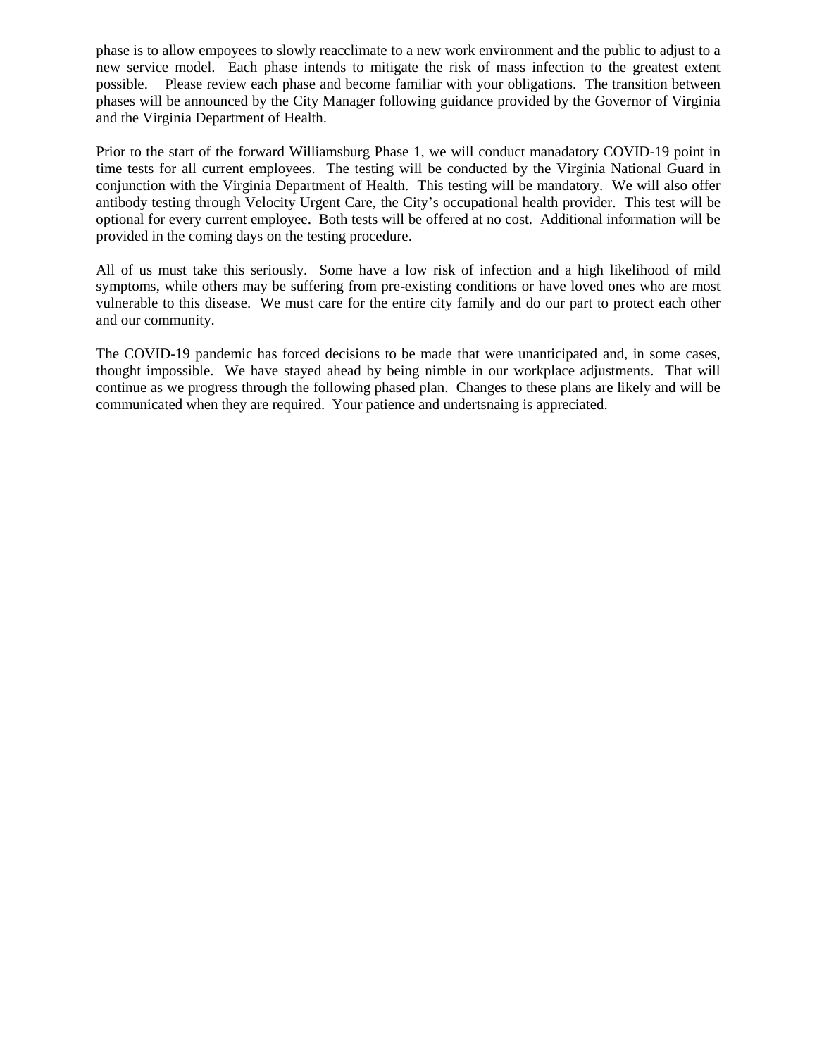phase is to allow empoyees to slowly reacclimate to a new work environment and the public to adjust to a new service model. Each phase intends to mitigate the risk of mass infection to the greatest extent possible. Please review each phase and become familiar with your obligations. The transition between phases will be announced by the City Manager following guidance provided by the Governor of Virgina and the Virginia Department of Health.

Prior to the start of the forward Williamsburg Phase 1, we will conduct manadatory COVID-19 point in time tests for all current employees. The testing will be conducted by the Virginia National Guard in conjunction with the Virginia Department of Health. This testing will be mandatory. We will also offer antibody testing through Velocity Urgent Care, the City's occupational health provider. This test will be optional for every current employee. Both tests will be offered at no cost. Additional information will be provided in the coming days on the testing procedure.

All of us must take this seriously. Some have a low risk of infection and a high likelihood of mild symptoms, while others may be suffering from pre-existing conditions or have loved ones who are most vulnerable to this disease. We must care for the entire city family and do our part to protect each other and our community.

The COVID-19 pandemic has forced decisions to be made that were unanticipated and, in some cases, thought impossible. We have stayed ahead by being nimble in our workplace adjustments. That will continue as we progress through the following phased plan. Changes to these plans are likely and will be communicated when they are required. Your patience and undertsnaing is appreciated.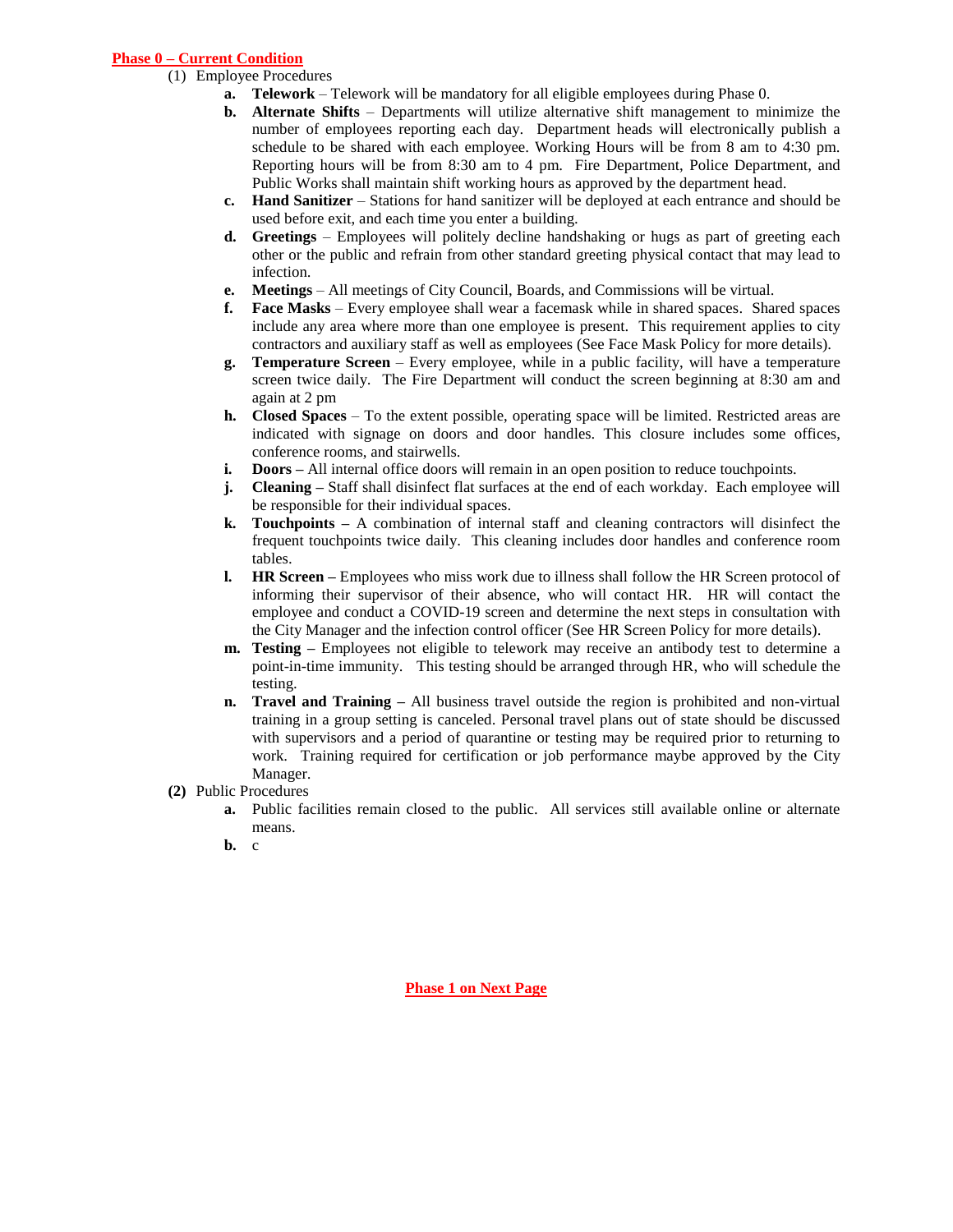## Phase 0 – Current Condition

(1) Employee Procedures

- **a. Telework** – Telework will be mandatory for all eligible employees during Phase 0.
- **b. Alternate Shifts** – Departments will utilize alternative shift management to minimize the number of employees reporting each day. Department heads will electronically publish a schedule to be shared with each employee. Working Hours will be from 8 am to 4:30 pm. Reporting hours will be from 8:30 am to 4 pm. Fire Department, Police Department, and Public Works shall maintain shift working hours as approved by the department head.
- **c. Hand Sanitizer** – Stations for hand sanitizer will be deployed at each entrance and should be used before exit, and each time you enter a building.
- **d. Greetings** – Employees will politely decline handshaking or hugs as part of greeting each other or the public and refrain from other standard greeting physical contact that may lead to infection.
- **e. Meetings** – All meetings of City Council, Boards, and Commissions will be virtual.
- **f. Face Masks** – Every employee shall wear a facemask while in shared spaces. Shared spaces include any area where more than one employee is present. This requirement applies to city contractors and auxiliary staff as well as employees (See Face Mask Policy for more details).
- **g. Temperature Screen** – Every employee, while in a public facility, will have a temperature screen twice daily. The Fire Department will conduct the screen beginning at 8:30 am and again at 2 pm
- **h. Closed Spaces** – To the extent possible, operating space will be limited. Restricted areas are indicated with signage on doors and door handles. This closure includes some offices, conference rooms, and stairwells.
- **i. Doors –** All internal office doors will remain in an open position to reduce touchpoints.
- **j. Cleaning –** Staff shall disinfect flat surfaces at the end of each workday. Each employee will be responsible for their individual spaces.
- **k. Touchpoints –** A combination of internal staff and cleaning contractors will disinfect the frequent touchpoints twice daily. This cleaning includes door handles and conference room tables.
- **l. HR Screen –** Employees who miss work due to illness shall follow the HR Screen protocol of informing their supervisor of their absence, who will contact HR. HR will contact the employee and conduct a COVID-19 screen and determine the next steps in consultation with the City Manager and the infection control officer (See HR Screen Policy for more details).
- **m. Testing –** Employees not eligible to telework may receive an antibody test to determine a point-in-time immunity. This testing should be arranged through HR, who will schedule the testing.
- **n. Travel and Training –** All business travel outside the region is prohibited and non-virtual training in a group setting is canceled. Personal travel plans out of state should be discussed with supervisors and a period of quarantine or testing may be required prior to returning to work. Training required for certification or job performance maybe approved by the City Manager.

**(2)** Public Procedures

- **a.** Public facilities remain closed to the public. All services still available online or alternate means.
- **b.** c

**Phase 1 on Next Page**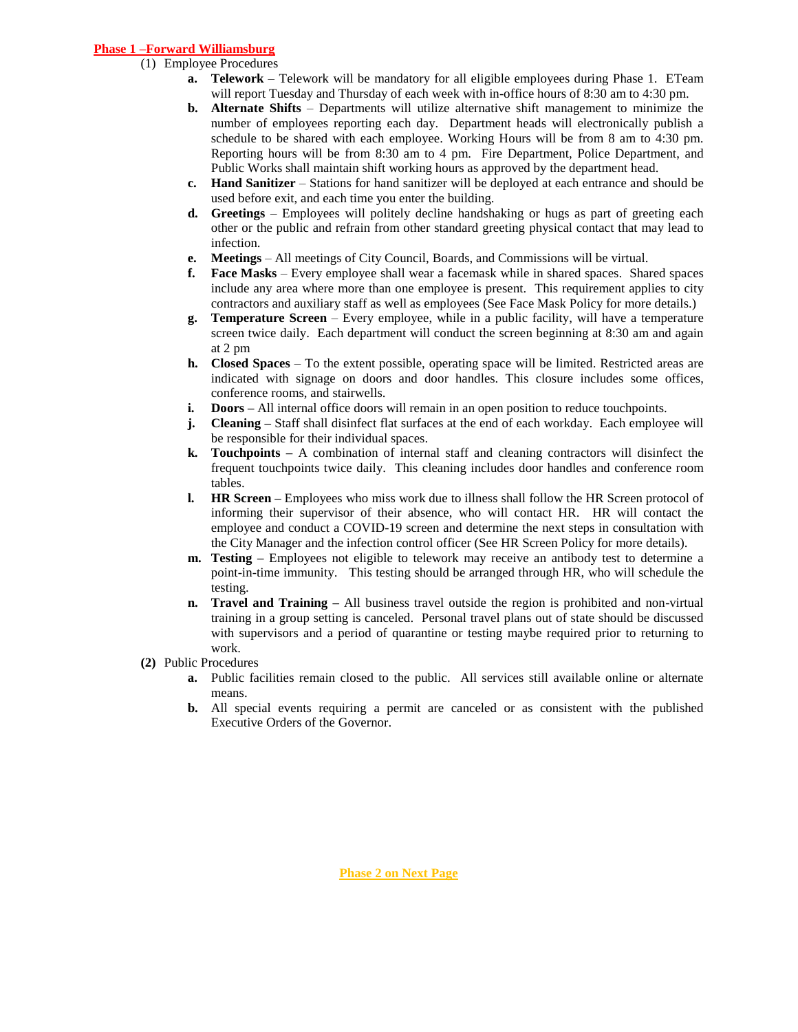## Phase 1 –Forward Williamsburg

(1) Employee Procedures

- **a. Telework** – Telework will be mandatory for all eligible employees during Phase 1. ETeam will report Tuesday and Thursday of each week with in-office hours of 8:30 am to 4:30 pm.
- **b. Alternate Shifts** – Departments will utilize alternative shift management to minimize the number of employees reporting each day. Department heads will electronically publish a schedule to be shared with each employee. Working Hours will be from 8 am to 4:30 pm. Reporting hours will be from 8:30 am to 4 pm. Fire Department, Police Department, and Public Works shall maintain shift working hours as approved by the department head.
- **c. Hand Sanitizer** – Stations for hand sanitizer will be deployed at each entrance and should be used before exit, and each time you enter the building.
- **d. Greetings** – Employees will politely decline handshaking or hugs as part of greeting each other or the public and refrain from other standard greeting physical contact that may lead to infection.
- **e. Meetings** – All meetings of City Council, Boards, and Commissions will be virtual.
- **f. Face Masks** – Every employee shall wear a facemask while in shared spaces. Shared spaces include any area where more than one employee is present. This requirement applies to city contractors and auxiliary staff as well as employees (See Face Mask Policy for more details.)
- **g. Temperature Screen** – Every employee, while in a public facility, will have a temperature screen twice daily. Each department will conduct the screen beginning at 8:30 am and again at 2 pm
- **h. Closed Spaces** – To the extent possible, operating space will be limited. Restricted areas are indicated with signage on doors and door handles. This closure includes some offices, conference rooms, and stairwells.
- **i. Doors –** All internal office doors will remain in an open position to reduce touchpoints.
- **j. Cleaning –** Staff shall disinfect flat surfaces at the end of each workday. Each employee will be responsible for their individual spaces.
- **k. Touchpoints –** A combination of internal staff and cleaning contractors will disinfect the frequent touchpoints twice daily. This cleaning includes door handles and conference room tables.
- **l. HR Screen –** Employees who miss work due to illness shall follow the HR Screen protocol of informing their supervisor of their absence, who will contact HR. HR will contact the employee and conduct a COVID-19 screen and determine the next steps in consultation with the City Manager and the infection control officer (See HR Screen Policy for more details).
- **m. Testing –** Employees not eligible to telework may receive an antibody test to determine a point-in-time immunity. This testing should be arranged through HR, who will schedule the testing.
- **n. Travel and Training –** All business travel outside the region is prohibited and non-virtual training in a group setting is canceled. Personal travel plans out of state should be discussed with supervisors and a period of quarantine or testing maybe required prior to returning to work.

**(2)** Public Procedures

- **a.** Public facilities remain closed to the public. All services still available online or alternate means.
- **b.** All special events requiring a permit are canceled or as consistent with the published Executive Orders of the Governor.

**Phase 2 on Next Page**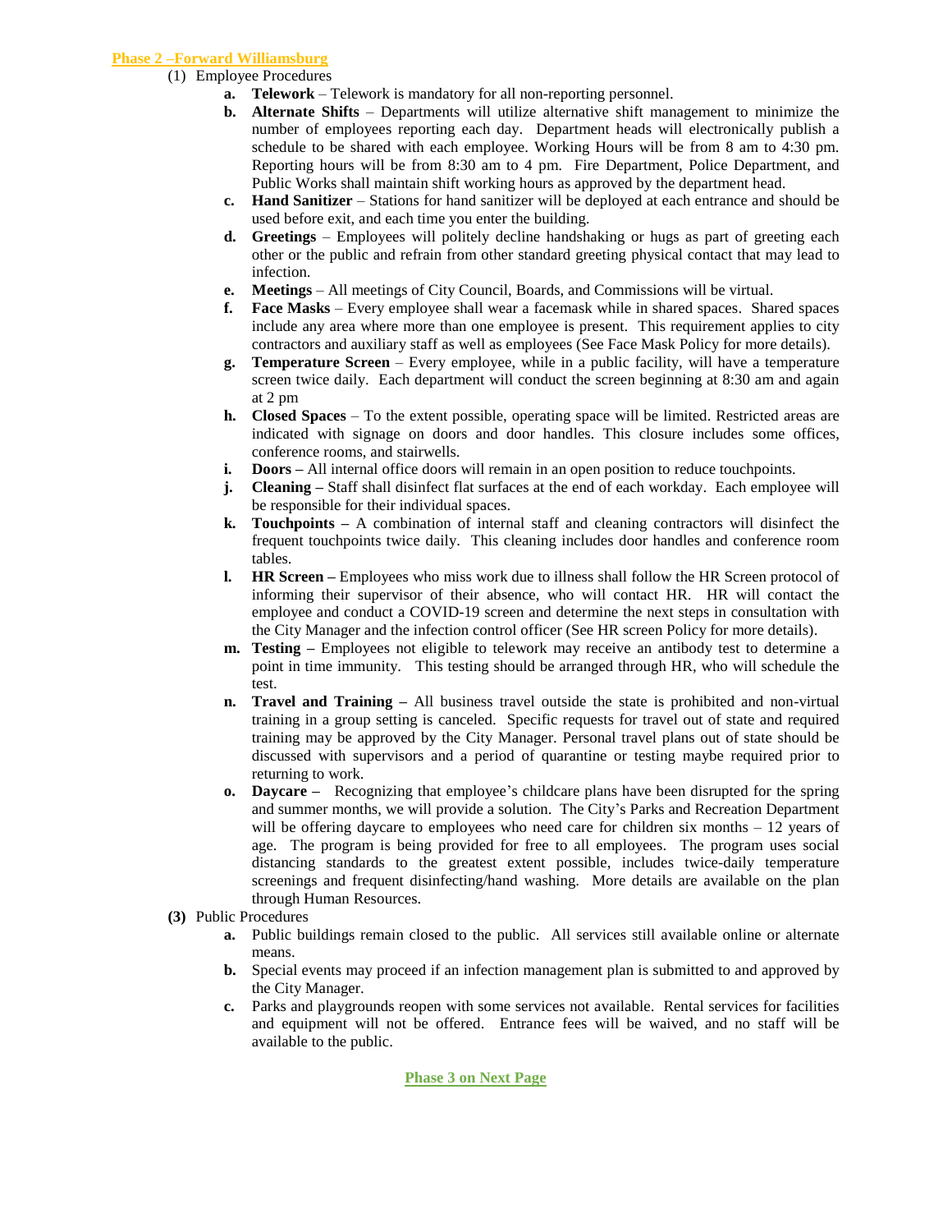## Phase 2 –Forward Williamsburg

(1) Employee Procedures

- **a. Telework** – Telework is mandatory for all non-reporting personnel.
- **b. Alternate Shifts** – Departments will utilize alternative shift management to minimize the number of employees reporting each day. Department heads will electronically publish a schedule to be shared with each employee. Working Hours will be from 8 am to 4:30 pm. Reporting hours will be from 8:30 am to 4 pm. Fire Department, Police Department, and Public Works shall maintain shift working hours as approved by the department head.
- **c. Hand Sanitizer** – Stations for hand sanitizer will be deployed at each entrance and should be used before exit, and each time you enter the building.
- **d. Greetings** – Employees will politely decline handshaking or hugs as part of greeting each other or the public and refrain from other standard greeting physical contact that may lead to infection.
- **e. Meetings** – All meetings of City Council, Boards, and Commissions will be virtual.
- **f. Face Masks** – Every employee shall wear a facemask while in shared spaces. Shared spaces include any area where more than one employee is present. This requirement applies to city contractors and auxiliary staff as well as employees (See Face Mask Policy for more details).
- **g. Temperature Screen** – Every employee, while in a public facility, will have a temperature screen twice daily. Each department will conduct the screen beginning at 8:30 am and again at 2 pm
- **h. Closed Spaces** – To the extent possible, operating space will be limited. Restricted areas are indicated with signage on doors and door handles. This closure includes some offices, conference rooms, and stairwells.
- **i. Doors –** All internal office doors will remain in an open position to reduce touchpoints.
- **j. Cleaning –** Staff shall disinfect flat surfaces at the end of each workday. Each employee will be responsible for their individual spaces.
- **k. Touchpoints –** A combination of internal staff and cleaning contractors will disinfect the frequent touchpoints twice daily. This cleaning includes door handles and conference room tables.
- **l. HR Screen –** Employees who miss work due to illness shall follow the HR Screen protocol of informing their supervisor of their absence, who will contact HR. HR will contact the employee and conduct a COVID-19 screen and determine the next steps in consultation with the City Manager and the infection control officer (See HR screen Policy for more details).
- **m. Testing –** Employees not eligible to telework may receive an antibody test to determine a point in time immunity. This testing should be arranged through HR, who will schedule the test.
- **n. Travel and Training –** All business travel outside the state is prohibited and non-virtual training in a group setting is canceled. Specific requests for travel out of state and required training may be approved by the City Manager. Personal travel plans out of state should be discussed with supervisors and a period of quarantine or testing maybe required prior to returning to work.
- **o. Daycare –** Recognizing that employee's childcare plans have been disrupted for the spring and summer months, we will provide a solution. The City's Parks and Recreation Department will be offering daycare to employees who need care for children six months – 12 years of age. The program is being provided for free to all employees. The program uses social distancing standards to the greatest extent possible, includes twice-daily temperature screenings and frequent disinfecting/hand washing. More details are available on the plan through Human Resources.

**(3)** Public Procedures

- **a.** Public buildings remain closed to the public. All services still available online or alternate means.
- **b.** Special events may proceed if an infection management plan is submitted to and approved by the City Manager.
- **c.** Parks and playgrounds reopen with some services not available. Rental services for facilities and equipment will not be offered. Entrance fees will be waived, and no staff will be available to the public.

**Phase 3 on Next Page**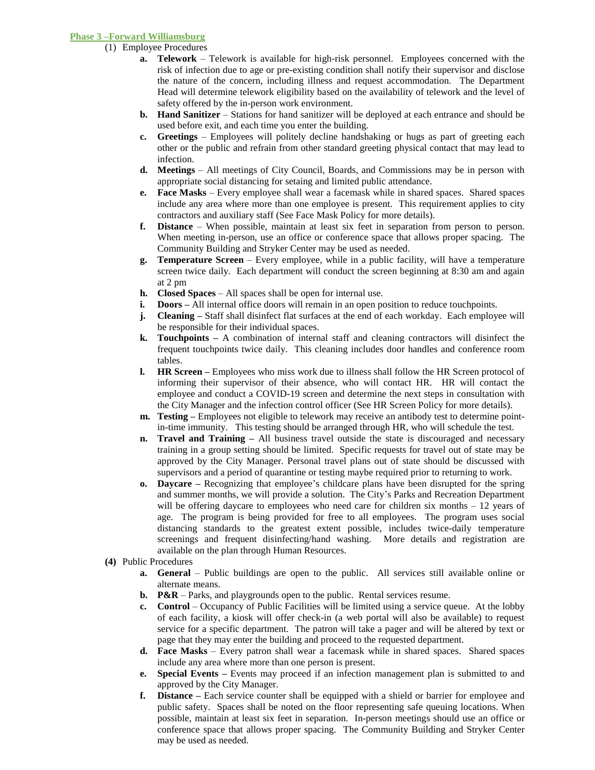**Phase 3 –Forward Williamsburg**

(1) Employee Procedures

- **a. Telework** – Telework is available for high-risk personnel. Employees concerned with the risk of infection due to age or pre-existing condition shall notify their supervisor and disclose the nature of the concern, including illness and request accommodation. The Department Head will determine telework eligibility based on the availability of telework and the level of safety offered by the in-person work environment.
- **b. Hand Sanitizer** – Stations for hand sanitizer will be deployed at each entrance and should be used before exit, and each time you enter the building.
- **c. Greetings** – Employees will politely decline handshaking or hugs as part of greeting each other or the public and refrain from other standard greeting physical contact that may lead to infection.
- **d. Meetings** – All meetings of City Council, Boards, and Commissions may be in person with appropriate social distancing for setaing and limited public attendance.
- **e. Face Masks** – Every employee shall wear a facemask while in shared spaces. Shared spaces include any area where more than one employee is present. This requirement applies to city contractors and auxiliary staff (See Face Mask Policy for more details).
- **f. Distance** – When possible, maintain at least six feet in separation from person to person. When meeting in-person, use an office or conference space that allows proper spacing. The Community Building and Stryker Center may be used as needed.
- **g. Temperature Screen** – Every employee, while in a public facility, will have a temperature screen twice daily. Each department will conduct the screen beginning at 8:30 am and again at 2 pm
- **h. Closed Spaces** – All spaces shall be open for internal use.
- **i. Doors –** All internal office doors will remain in an open position to reduce touchpoints.
- **j. Cleaning –** Staff shall disinfect flat surfaces at the end of each workday. Each employee will be responsible for their individual spaces.
- **k. Touchpoints –** A combination of internal staff and cleaning contractors will disinfect the frequent touchpoints twice daily. This cleaning includes door handles and conference room tables.
- **l. HR Screen –** Employees who miss work due to illness shall follow the HR Screen protocol of informing their supervisor of their absence, who will contact HR. HR will contact the employee and conduct a COVID-19 screen and determine the next steps in consultation with the City Manager and the infection control officer (See HR Screen Policy for more details).
- **m. Testing –** Employees not eligible to telework may receive an antibody test to determine point-in-time immunity. This testing should be arranged through HR, who will schedule the test.
- **n. Travel and Training –** All business travel outside the state is discouraged and necessary training in a group setting should be limited. Specific requests for travel out of state may be approved by the City Manager. Personal travel plans out of state should be discussed with supervisors and a period of quarantine or testing maybe required prior to returning to work.
- **o. Daycare –** Recognizing that employee's childcare plans have been disrupted for the spring and summer months, we will provide a solution. The City's Parks and Recreation Department will be offering daycare to employees who need care for children six months – 12 years of age. The program is being provided for free to all employees. The program uses social distancing standards to the greatest extent possible, includes twice-daily temperature screenings and frequent disinfecting/hand washing. More details and registration are available on the plan through Human Resources.

**(4)** Public Procedures

- **a. General** – Public buildings are open to the public. All services still available online or alternate means.
- **b. P&R** – Parks, and playgrounds open to the public. Rental services resume.
- **c. Control** – Occupancy of Public Facilities will be limited using a service queue. At the lobby of each facility, a kiosk will offer check-in (a web portal will also be available) to request service for a specific department. The patron will take a pager and will be altered by text or page that they may enter the building and proceed to the requested department.
- **d. Face Masks** – Every patron shall wear a facemask while in shared spaces. Shared spaces include any area where more than one person is present.
- **e. Special Events –** Events may proceed if an infection management plan is submitted to and approved by the City Manager.
- **f. Distance –** Each service counter shall be equipped with a shield or barrier for employee and public safety. Spaces shall be noted on the floor representing safe queuing locations. When possible, maintain at least six feet in separation. In-person meetings should use an office or conference space that allows proper spacing. The Community Building and Stryker Center may be used as needed.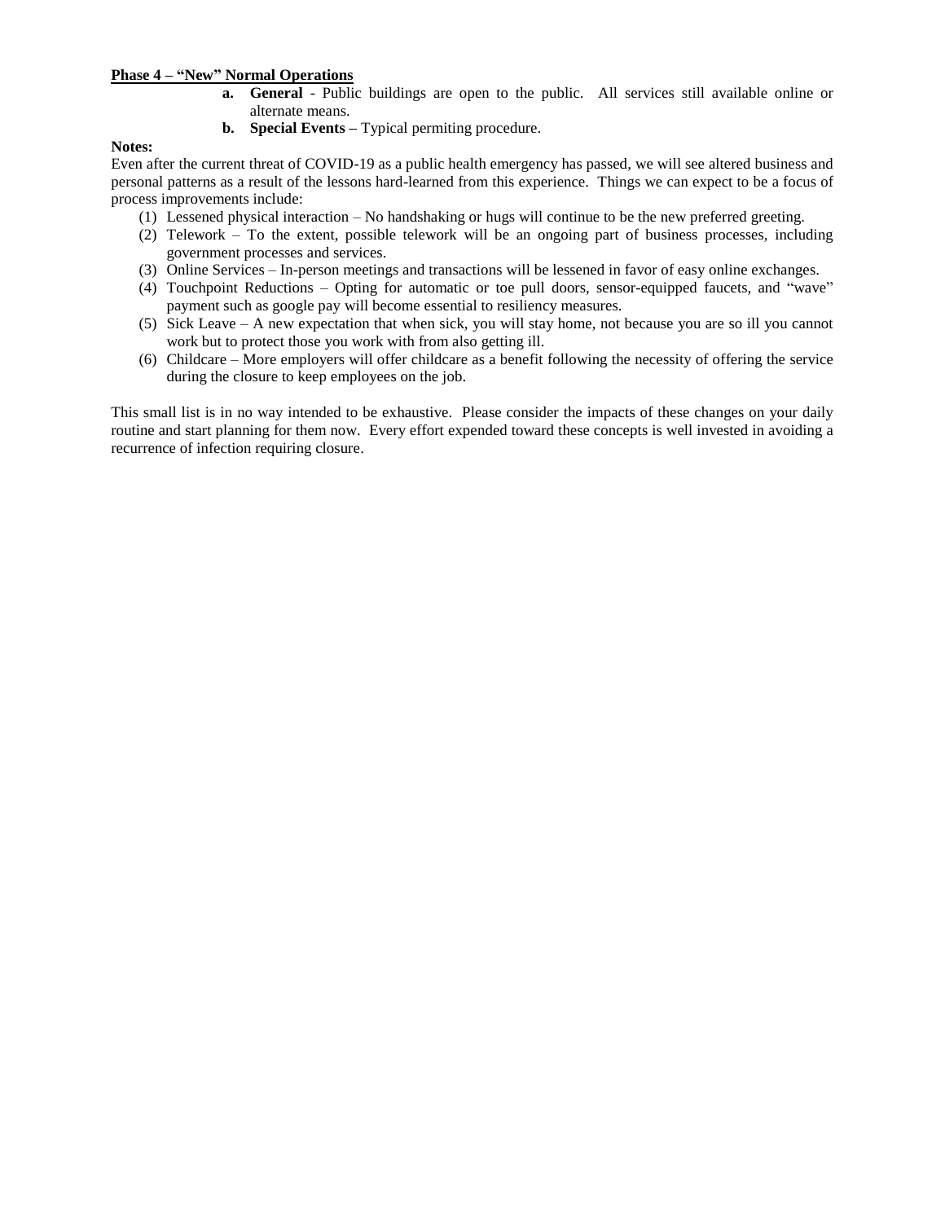**<u>Phase 4 – "New" Normal Operations</u>**

- **a. General** - Public buildings are open to the public. All services still available online or alternate means.
- **b. Special Events –** Typical permiting procedure.

**Notes:**

Even after the current threat of COVID-19 as a public health emergency has passed, we will see altered business and personal patterns as a result of the lessons hard-learned from this experience. Things we can expect to be a focus of process improvements include:

(1) Lessened physical interaction – No handshaking or hugs will continue to be the new preferred greeting.
(2) Telework – To the extent, possible telework will be an ongoing part of business processes, including government processes and services.
(3) Online Services – In-person meetings and transactions will be lessened in favor of easy online exchanges.
(4) Touchpoint Reductions – Opting for automatic or toe pull doors, sensor-equipped faucets, and "wave" payment such as google pay will become essential to resiliency measures.
(5) Sick Leave – A new expectation that when sick, you will stay home, not because you are so ill you cannot work but to protect those you work with from also getting ill.
(6) Childcare – More employers will offer childcare as a benefit following the necessity of offering the service during the closure to keep employees on the job.

This small list is in no way intended to be exhaustive. Please consider the impacts of these changes on your daily routine and start planning for them now. Every effort expended toward these concepts is well invested in avoiding a recurrence of infection requiring closure.